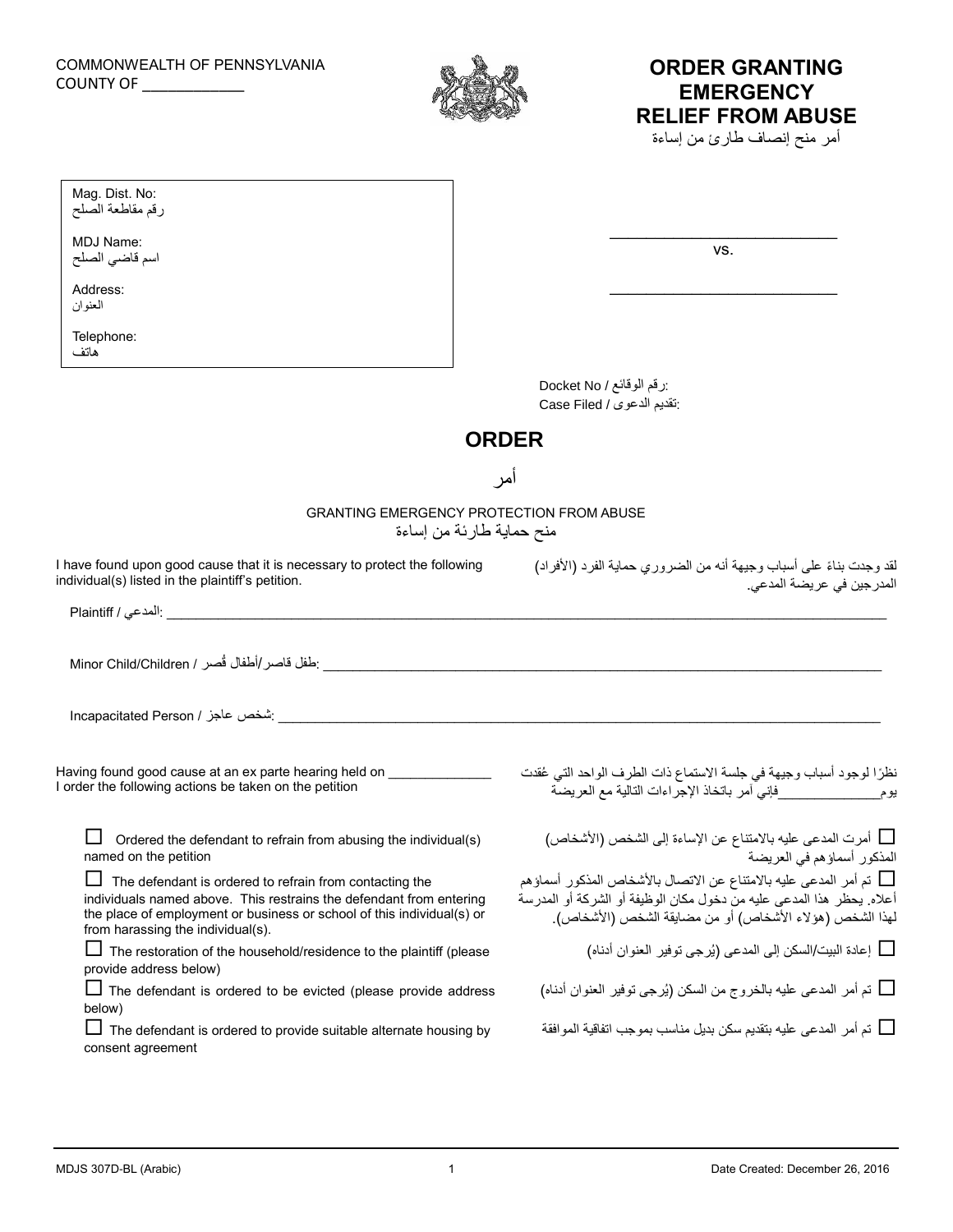COMMONWEALTH OF PENNSYLVANIA
COUNTY OF ____________

# ORDER GRANTING EMERGENCY RELIEF FROM ABUSE

أمر منح إنصاف طارئ من إساءة

| |
|---|
| Mag. Dist. No: <br> رقم مقاطعة الصلح |
| MDJ Name: <br> اسم قاضي الصلح |
| Address: <br> العنوان |
| Telephone: <br> هاتف |

___________________________

vs.

___________________________

Docket No / رقم الوقائع:
Case Filed / تقديم الدعوى:

## ORDER

## أمر

GRANTING EMERGENCY PROTECTION FROM ABUSE
منح حماية طارئة من إساءة

I have found upon good cause that it is necessary to protect the following individual(s) listed in the plaintiff's petition.

لقد وجدت بناءً على أسباب وجيهة أنه من الضروري حماية الفرد (الأفراد) المدرجين في عريضة المدعي.

Plaintiff / المدعي: ____________________________________________

Minor Child/Children / طفل قاصر/أطفال قُصر: ____________________________________________

Incapacitated Person / شخص عاجز: ____________________________________________

Having found good cause at an ex parte hearing held on ______________ I order the following actions be taken on the petition

نظرًا لوجود أسباب وجيهة في جلسة الاستماع ذات الطرف الواحد التي عُقدت يوم______________فإني آمر باتخاذ الإجراءات التالية مع العريضة

☐ Ordered the defendant to refrain from abusing the individual(s) named on the petition

☐ أمرت المدعى عليه بالامتناع عن الإساءة إلى الشخص (الأشخاص) المذكور أسماؤهم في العريضة

☐ The defendant is ordered to refrain from contacting the individuals named above. This restrains the defendant from entering the place of employment or business or school of this individual(s) or from harassing the individual(s).

☐ تم أمر المدعى عليه بالامتناع عن الاتصال بالأشخاص المذكور أسماؤهم أعلاه. يحظر هذا المدعى عليه من دخول مكان الوظيفة أو الشركة أو المدرسة لهذا الشخص (هؤلاء الأشخاص) أو من مضايقة الشخص (الأشخاص).

☐ The restoration of the household/residence to the plaintiff (please provide address below)

☐ إعادة البيت/السكن إلى المدعى (يُرجى توفير العنوان أدناه)

☐ The defendant is ordered to be evicted (please provide address below)

☐ تم أمر المدعى عليه بالخروج من السكن (يُرجى توفير العنوان أدناه)

☐ The defendant is ordered to provide suitable alternate housing by consent agreement

☐ تم أمر المدعى عليه بتقديم سكن بديل مناسب بموجب اتفاقية الموافقة

MDJS 307D-BL (Arabic) Date Created: December 26, 2016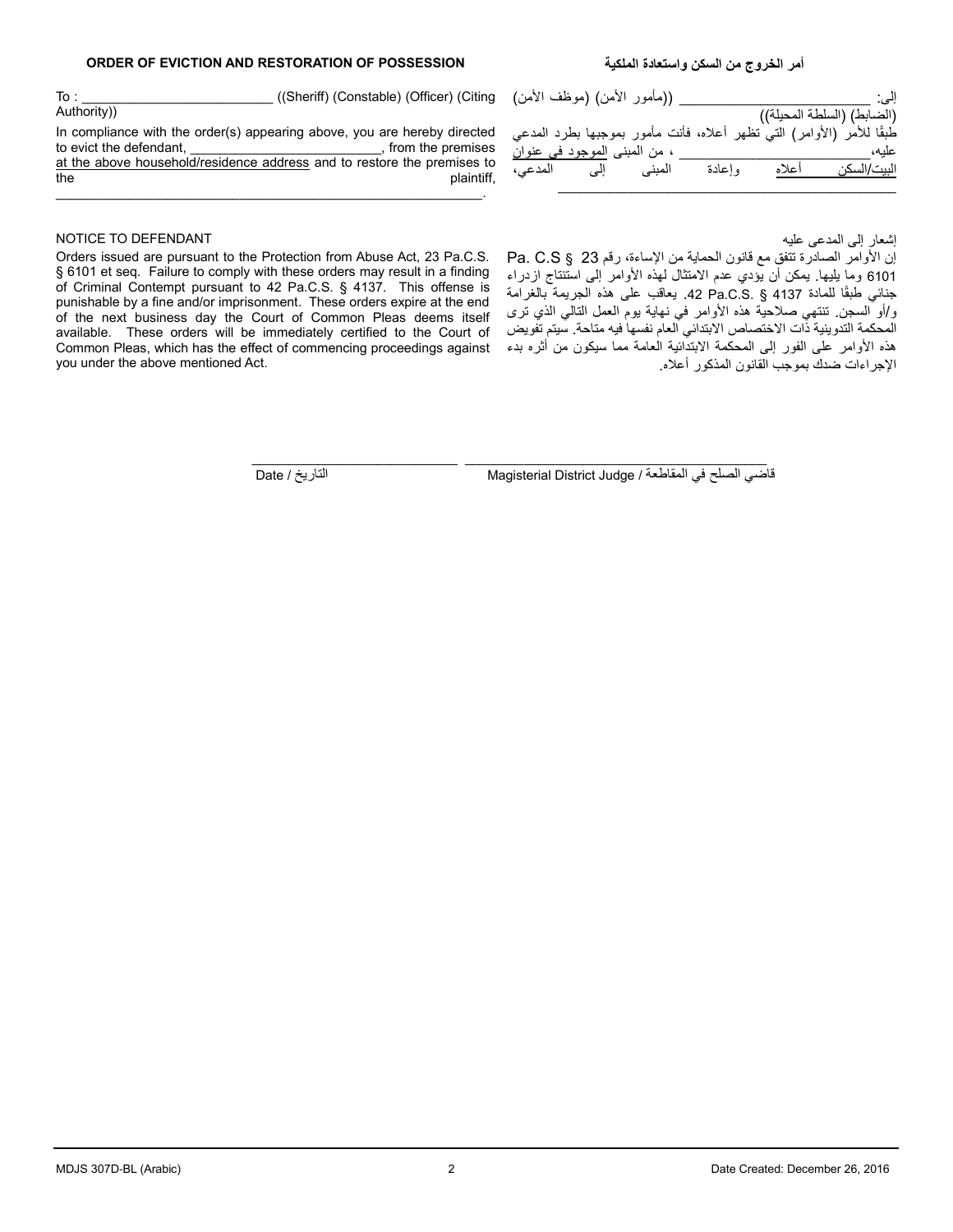**ORDER OF EVICTION AND RESTORATION OF POSSESSION**

To : __________________________ ((Sheriff) (Constable) (Officer) (Citing Authority))

In compliance with the order(s) appearing above, you are hereby directed to evict the defendant, ___________________________, from the premises at the above household/residence address and to restore the premises to the plaintiff, ___________________________________________________________.

**أمر الخروج من السكن واستعادة الملكية**

إلى: ______________________ ((مأمور الأمن) (موظف الأمن) (الضابط) (السلطة المحيلة))

طبقًا للأمر (الأوامر) التي تظهر أعلاه، فأنت مأمور بموجبها بطرد المدعي عليه، ___________________________ ، من المبنى الموجود في عنوان البيت/السكن أعلاه وإعادة المبنى إلى المدعي، ___________________________________________

NOTICE TO DEFENDANT

Orders issued are pursuant to the Protection from Abuse Act, 23 Pa.C.S. § 6101 et seq. Failure to comply with these orders may result in a finding of Criminal Contempt pursuant to 42 Pa.C.S. § 4137. This offense is punishable by a fine and/or imprisonment. These orders expire at the end of the next business day the Court of Common Pleas deems itself available. These orders will be immediately certified to the Court of Common Pleas, which has the effect of commencing proceedings against you under the above mentioned Act.

إشعار إلى المدعى عليه

إن الأوامر الصادرة تتفق مع قانون الحماية من الإساءة، رقم 23 § Pa. C.S 6101 وما يليها. يمكن أن يؤدي عدم الامتثال لهذه الأوامر إلى استنتاج ازدراء جنائي طبقًا للمادة 4137 § 42 Pa.C.S. يعاقب على هذه الجريمة بالغرامة و/أو السجن. تنتهي صلاحية هذه الأوامر في نهاية يوم العمل التالي الذي ترى المحكمة التدوينية ذات الاختصاص الابتدائي العام نفسها فيه متاحة. سيتم تفويض هذه الأوامر على الفور إلى المحكمة الابتدائية العامة مما سيكون من أثره بدء الإجراءات ضدك بموجب القانون المذكور أعلاه.

__________________________ Date / التاريخ

__________________________________________ قاضي الصلح في المقاطعة / Magisterial District Judge

MDJS 307D-BL (Arabic)

Date Created: December 26, 2016